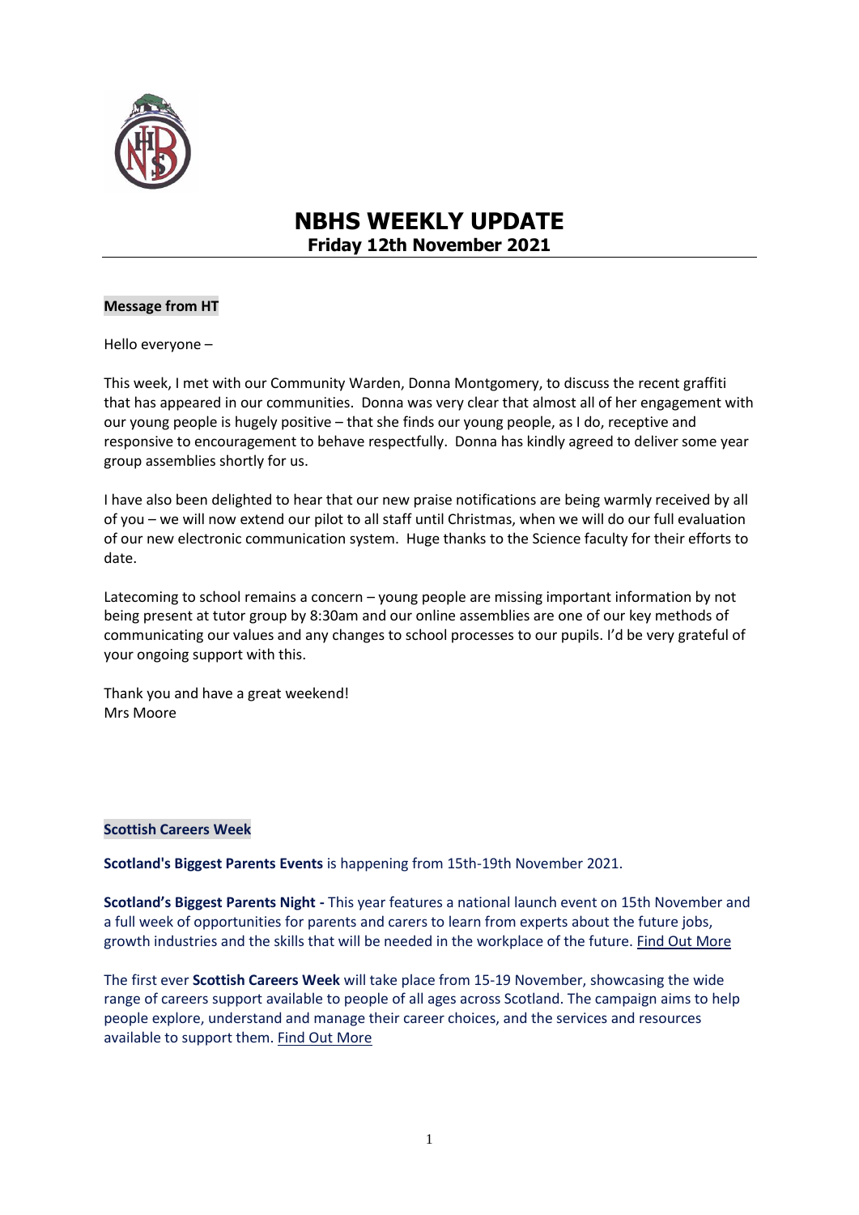# NBHS WEEKLY UPDATE

## Friday 12th November 2021

**Message from HT**

Hello everyone –

This week, I met with our Community Warden, Donna Montgomery, to discuss the recent graffiti that has appeared in our communities. Donna was very clear that almost all of her engagement with our young people is hugely positive – that she finds our young people, as I do, receptive and responsive to encouragement to behave respectfully. Donna has kindly agreed to deliver some year group assemblies shortly for us.

I have also been delighted to hear that our new praise notifications are being warmly received by all of you – we will now extend our pilot to all staff until Christmas, when we will do our full evaluation of our new electronic communication system. Huge thanks to the Science faculty for their efforts to date.

Latecoming to school remains a concern – young people are missing important information by not being present at tutor group by 8:30am and our online assemblies are one of our key methods of communicating our values and any changes to school processes to our pupils. I'd be very grateful of your ongoing support with this.

Thank you and have a great weekend!
Mrs Moore

**Scottish Careers Week**

**Scotland's Biggest Parents Events** is happening from 15th-19th November 2021.

**Scotland's Biggest Parents Night -** This year features a national launch event on 15th November and a full week of opportunities for parents and carers to learn from experts about the future jobs, growth industries and the skills that will be needed in the workplace of the future. Find Out More

The first ever **Scottish Careers Week** will take place from 15-19 November, showcasing the wide range of careers support available to people of all ages across Scotland. The campaign aims to help people explore, understand and manage their career choices, and the services and resources available to support them. Find Out More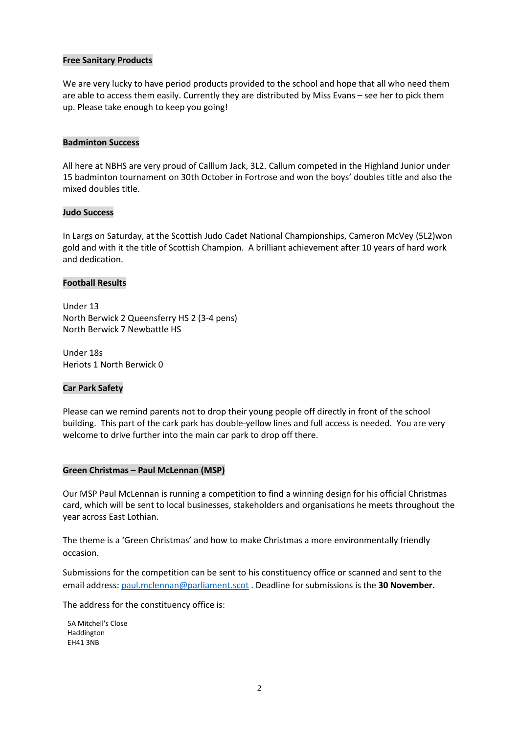**Free Sanitary Products**

We are very lucky to have period products provided to the school and hope that all who need them are able to access them easily. Currently they are distributed by Miss Evans – see her to pick them up. Please take enough to keep you going!

**Badminton Success**

All here at NBHS are very proud of Calllum Jack, 3L2. Callum competed in the Highland Junior under 15 badminton tournament on 30th October in Fortrose and won the boys' doubles title and also the mixed doubles title.

**Judo Success**

In Largs on Saturday, at the Scottish Judo Cadet National Championships, Cameron McVey (5L2)won gold and with it the title of Scottish Champion. A brilliant achievement after 10 years of hard work and dedication.

**Football Results**

Under 13
North Berwick 2 Queensferry HS 2 (3-4 pens)
North Berwick 7 Newbattle HS

Under 18s
Heriots 1 North Berwick 0

**Car Park Safety**

Please can we remind parents not to drop their young people off directly in front of the school building. This part of the cark park has double-yellow lines and full access is needed. You are very welcome to drive further into the main car park to drop off there.

**Green Christmas – Paul McLennan (MSP)**

Our MSP Paul McLennan is running a competition to find a winning design for his official Christmas card, which will be sent to local businesses, stakeholders and organisations he meets throughout the year across East Lothian.

The theme is a 'Green Christmas' and how to make Christmas a more environmentally friendly occasion.

Submissions for the competition can be sent to his constituency office or scanned and sent to the email address: paul.mclennan@parliament.scot . Deadline for submissions is the **30 November.**

The address for the constituency office is:

5A Mitchell's Close
Haddington
EH41 3NB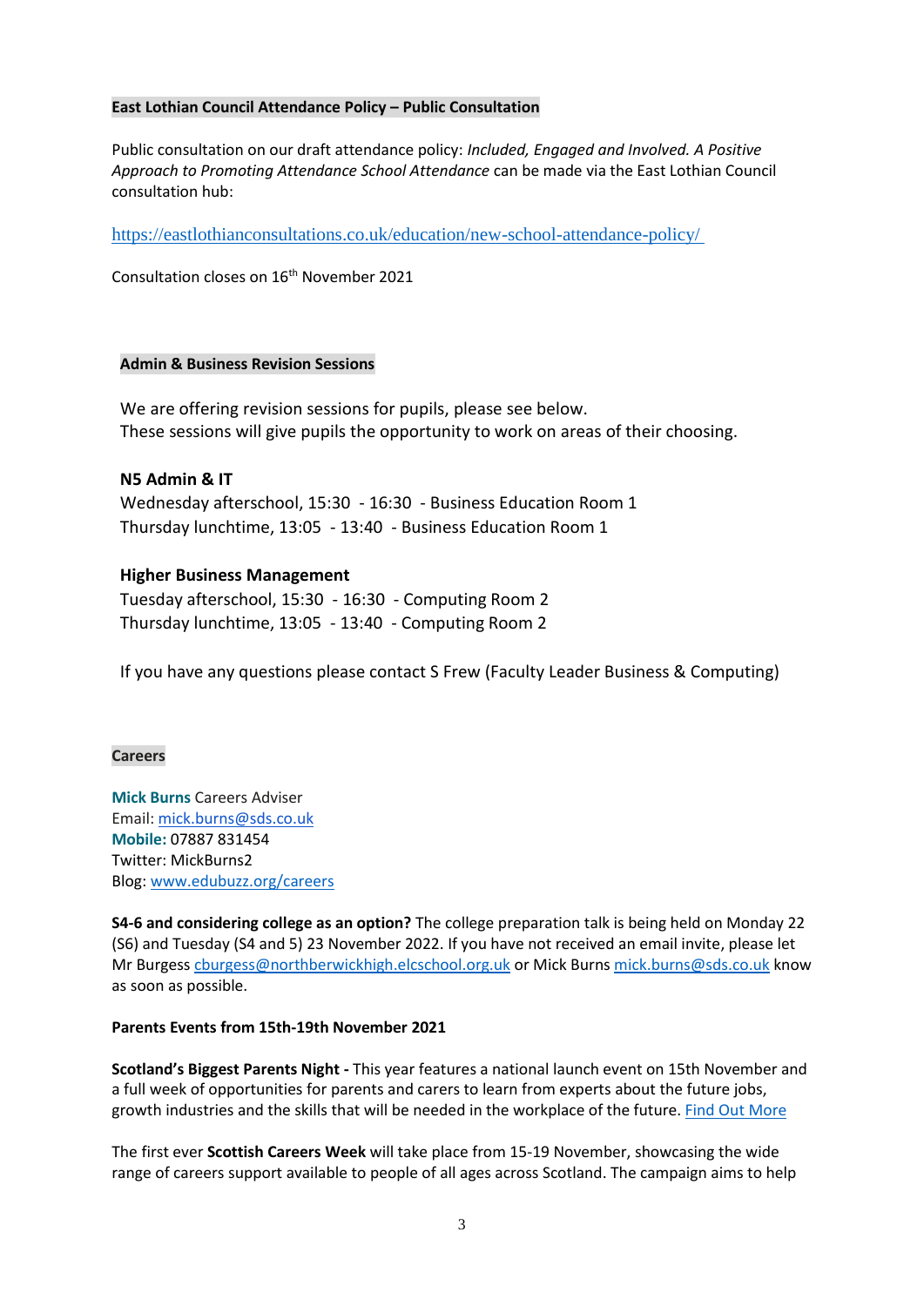## East Lothian Council Attendance Policy – Public Consultation

Public consultation on our draft attendance policy: *Included, Engaged and Involved. A Positive Approach to Promoting Attendance School Attendance* can be made via the East Lothian Council consultation hub:

https://eastlothianconsultations.co.uk/education/new-school-attendance-policy/

Consultation closes on 16th November 2021

## Admin & Business Revision Sessions

We are offering revision sessions for pupils, please see below.
These sessions will give pupils the opportunity to work on areas of their choosing.

**N5 Admin & IT**
Wednesday afterschool, 15:30 - 16:30 - Business Education Room 1
Thursday lunchtime, 13:05 - 13:40 - Business Education Room 1

**Higher Business Management**
Tuesday afterschool, 15:30 - 16:30 - Computing Room 2
Thursday lunchtime, 13:05 - 13:40 - Computing Room 2

If you have any questions please contact S Frew (Faculty Leader Business & Computing)

## Careers

**Mick Burns** Careers Adviser
Email: mick.burns@sds.co.uk
**Mobile:** 07887 831454
Twitter: MickBurns2
Blog: www.edubuzz.org/careers

**S4-6 and considering college as an option?** The college preparation talk is being held on Monday 22 (S6) and Tuesday (S4 and 5) 23 November 2022. If you have not received an email invite, please let Mr Burgess cburgess@northberwickhigh.elcschool.org.uk or Mick Burns mick.burns@sds.co.uk know as soon as possible.

**Parents Events from 15th-19th November 2021**

**Scotland's Biggest Parents Night -** This year features a national launch event on 15th November and a full week of opportunities for parents and carers to learn from experts about the future jobs, growth industries and the skills that will be needed in the workplace of the future. Find Out More

The first ever **Scottish Careers Week** will take place from 15-19 November, showcasing the wide range of careers support available to people of all ages across Scotland. The campaign aims to help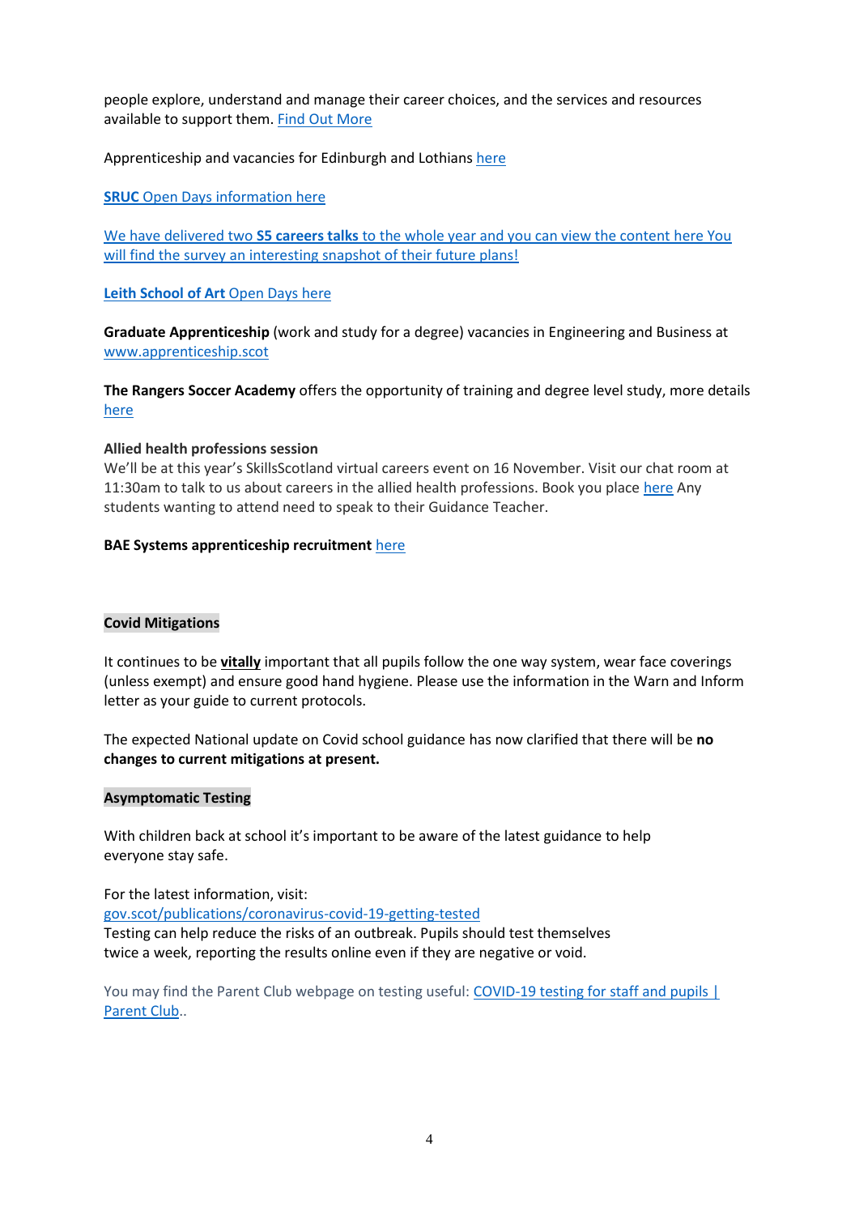people explore, understand and manage their career choices, and the services and resources available to support them. Find Out More

Apprenticeship and vacancies for Edinburgh and Lothians here

**SRUC** Open Days information here

We have delivered two **S5 careers talks** to the whole year and you can view the content here You will find the survey an interesting snapshot of their future plans!

**Leith School of Art** Open Days here

**Graduate Apprenticeship** (work and study for a degree) vacancies in Engineering and Business at www.apprenticeship.scot

**The Rangers Soccer Academy** offers the opportunity of training and degree level study, more details here

**Allied health professions session**
We'll be at this year's SkillsScotland virtual careers event on 16 November. Visit our chat room at 11:30am to talk to us about careers in the allied health professions. Book you place here Any students wanting to attend need to speak to their Guidance Teacher.

**BAE Systems apprenticeship recruitment** here

## Covid Mitigations

It continues to be **vitally** important that all pupils follow the one way system, wear face coverings (unless exempt) and ensure good hand hygiene. Please use the information in the Warn and Inform letter as your guide to current protocols.

The expected National update on Covid school guidance has now clarified that there will be **no changes to current mitigations at present.**

## Asymptomatic Testing

With children back at school it's important to be aware of the latest guidance to help everyone stay safe.

For the latest information, visit:
gov.scot/publications/coronavirus-covid-19-getting-tested
Testing can help reduce the risks of an outbreak. Pupils should test themselves twice a week, reporting the results online even if they are negative or void.

You may find the Parent Club webpage on testing useful: COVID-19 testing for staff and pupils | Parent Club..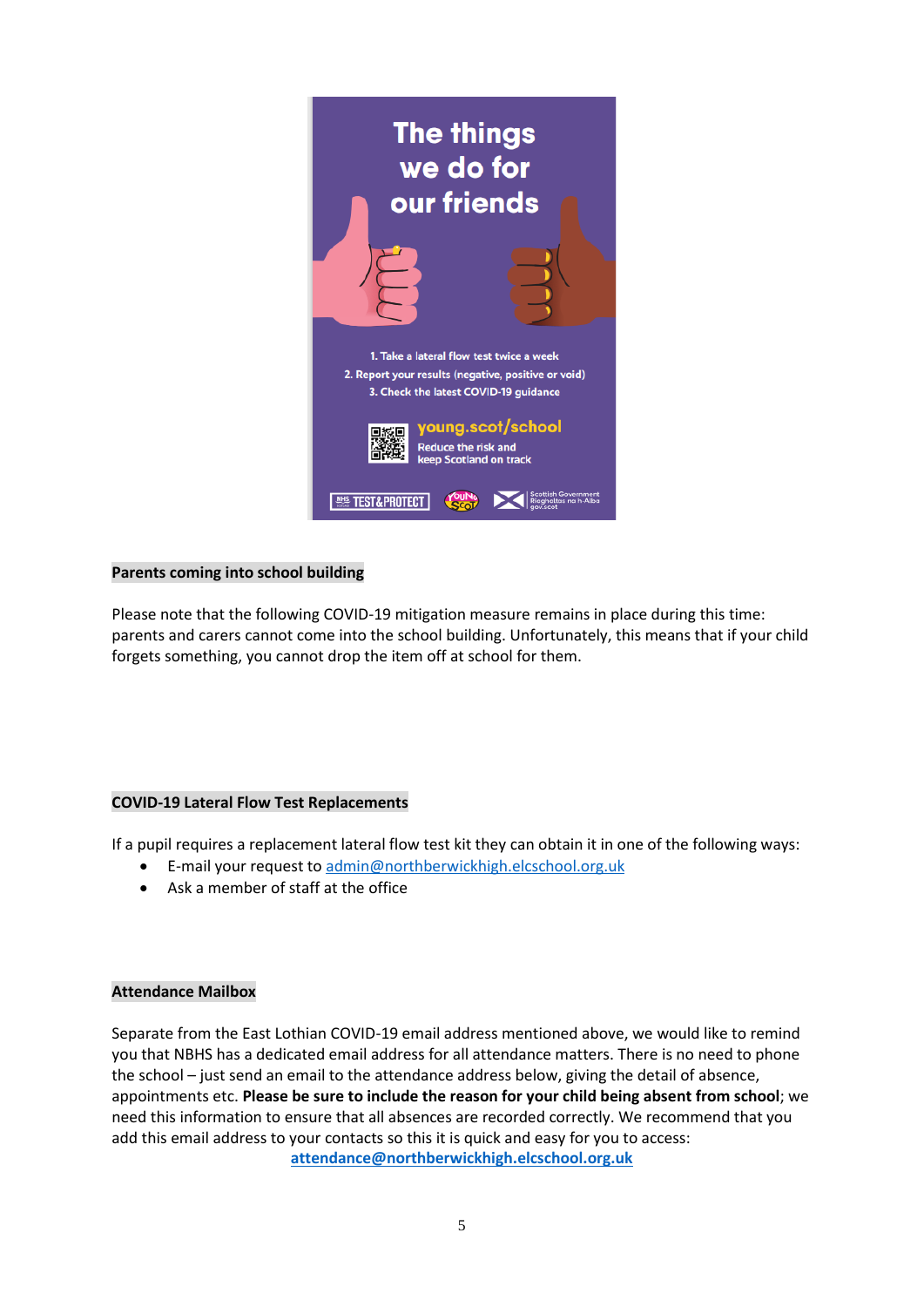The things we do for our friends

1. Take a lateral flow test twice a week
2. Report your results (negative, positive or void)
3. Check the latest COVID-19 guidance

young.scot/school

Reduce the risk and keep Scotland on track

**Parents coming into school building**

Please note that the following COVID-19 mitigation measure remains in place during this time: parents and carers cannot come into the school building. Unfortunately, this means that if your child forgets something, you cannot drop the item off at school for them.

**COVID-19 Lateral Flow Test Replacements**

If a pupil requires a replacement lateral flow test kit they can obtain it in one of the following ways:

- E-mail your request to admin@northberwickhigh.elcschool.org.uk
- Ask a member of staff at the office

**Attendance Mailbox**

Separate from the East Lothian COVID-19 email address mentioned above, we would like to remind you that NBHS has a dedicated email address for all attendance matters. There is no need to phone the school – just send an email to the attendance address below, giving the detail of absence, appointments etc. **Please be sure to include the reason for your child being absent from school**; we need this information to ensure that all absences are recorded correctly. We recommend that you add this email address to your contacts so this it is quick and easy for you to access:

**attendance@northberwickhigh.elcschool.org.uk**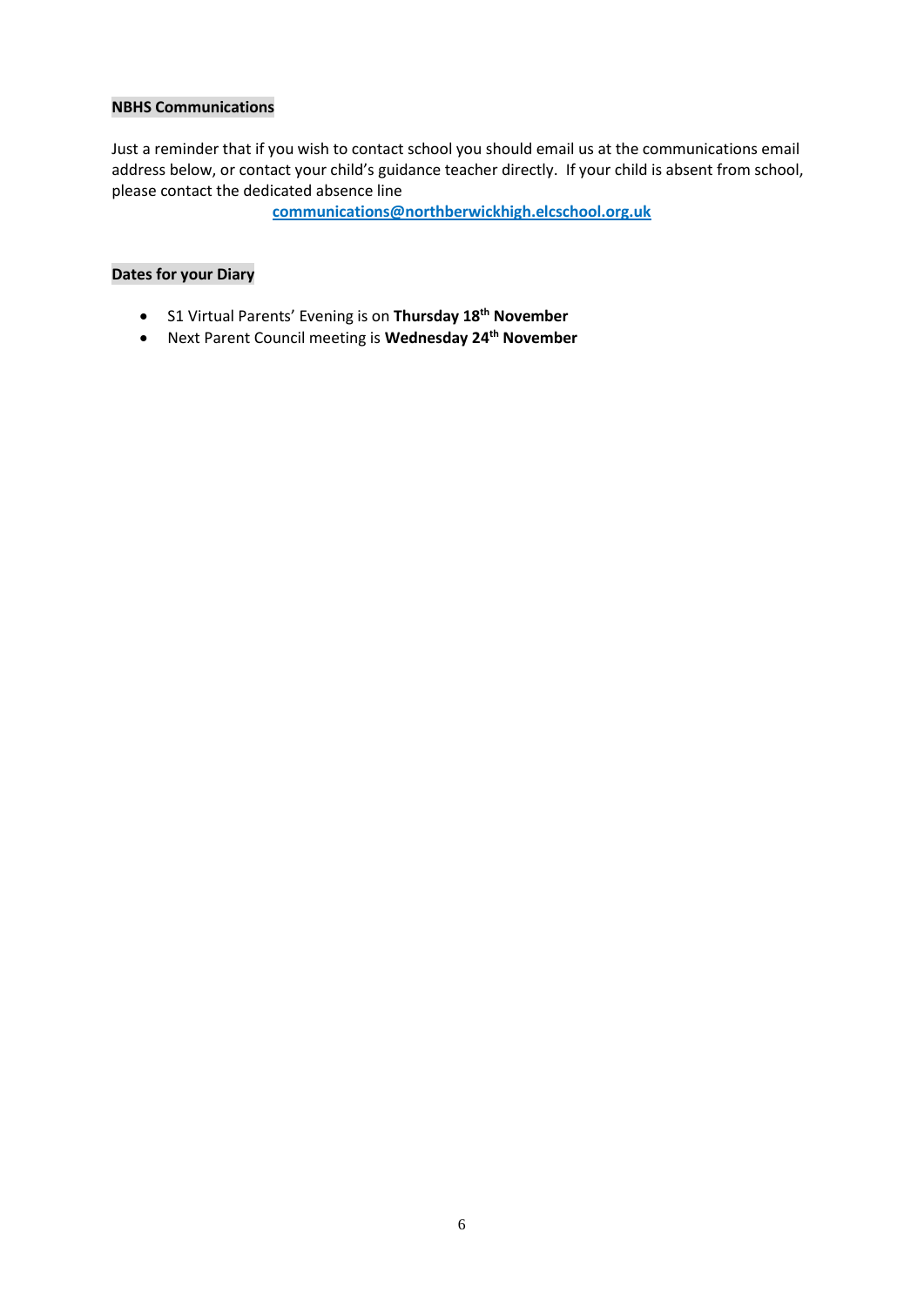**NBHS Communications**

Just a reminder that if you wish to contact school you should email us at the communications email address below, or contact your child's guidance teacher directly. If your child is absent from school, please contact the dedicated absence line

**communications@northberwickhigh.elcschool.org.uk**

**Dates for your Diary**

- S1 Virtual Parents' Evening is on **Thursday 18th November**
- Next Parent Council meeting is **Wednesday 24th November**